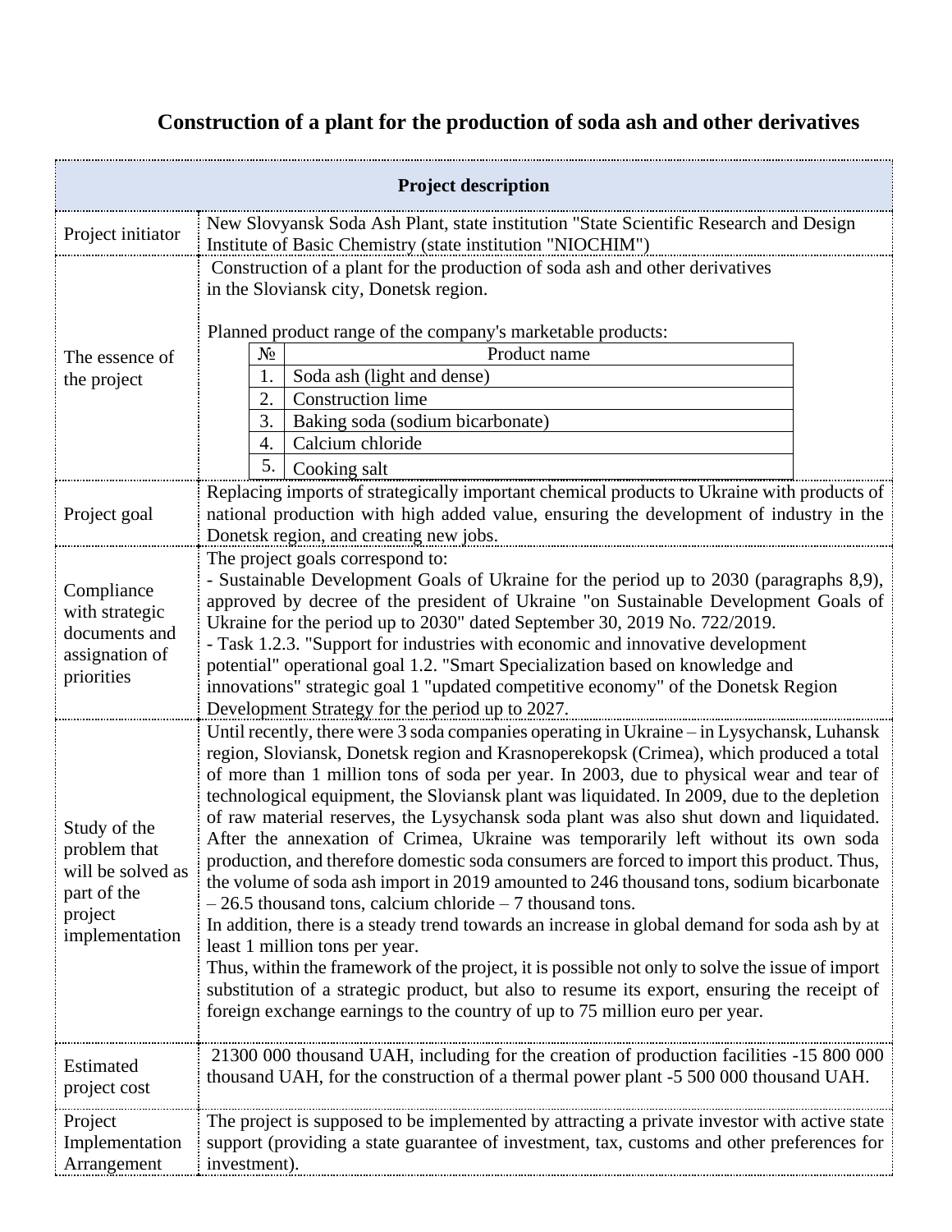# Construction of a plant for the production of soda ash and other derivatives

| Project description | |
|---|---|
| Project initiator | New Slovyansk Soda Ash Plant, state institution "State Scientific Research and Design Institute of Basic Chemistry (state institution "NIOCHIM") |
| The essence of the project | Construction of a plant for the production of soda ash and other derivatives in the Sloviansk city, Donetsk region.<br><br>Planned product range of the company's marketable products:<br>№ / Product name<br>1. Soda ash (light and dense)<br>2. Construction lime<br>3. Baking soda (sodium bicarbonate)<br>4. Calcium chloride<br>5. Cooking salt |
| Project goal | Replacing imports of strategically important chemical products to Ukraine with products of national production with high added value, ensuring the development of industry in the Donetsk region, and creating new jobs. |
| Compliance with strategic documents and assignation of priorities | The project goals correspond to:<br>- Sustainable Development Goals of Ukraine for the period up to 2030 (paragraphs 8,9), approved by decree of the president of Ukraine "on Sustainable Development Goals of Ukraine for the period up to 2030" dated September 30, 2019 No. 722/2019.<br>- Task 1.2.3. "Support for industries with economic and innovative development potential" operational goal 1.2. "Smart Specialization based on knowledge and innovations" strategic goal 1 "updated competitive economy" of the Donetsk Region Development Strategy for the period up to 2027. |
| Study of the problem that will be solved as part of the project implementation | Until recently, there were 3 soda companies operating in Ukraine – in Lysychansk, Luhansk region, Sloviansk, Donetsk region and Krasnoperekopsk (Crimea), which produced a total of more than 1 million tons of soda per year. In 2003, due to physical wear and tear of technological equipment, the Sloviansk plant was liquidated. In 2009, due to the depletion of raw material reserves, the Lysychansk soda plant was also shut down and liquidated. After the annexation of Crimea, Ukraine was temporarily left without its own soda production, and therefore domestic soda consumers are forced to import this product. Thus, the volume of soda ash import in 2019 amounted to 246 thousand tons, sodium bicarbonate – 26.5 thousand tons, calcium chloride – 7 thousand tons.<br>In addition, there is a steady trend towards an increase in global demand for soda ash by at least 1 million tons per year.<br>Thus, within the framework of the project, it is possible not only to solve the issue of import substitution of a strategic product, but also to resume its export, ensuring the receipt of foreign exchange earnings to the country of up to 75 million euro per year. |
| Estimated project cost | 21300 000 thousand UAH, including for the creation of production facilities -15 800 000 thousand UAH, for the construction of a thermal power plant -5 500 000 thousand UAH. |
| Project Implementation Arrangement | The project is supposed to be implemented by attracting a private investor with active state support (providing a state guarantee of investment, tax, customs and other preferences for investment). |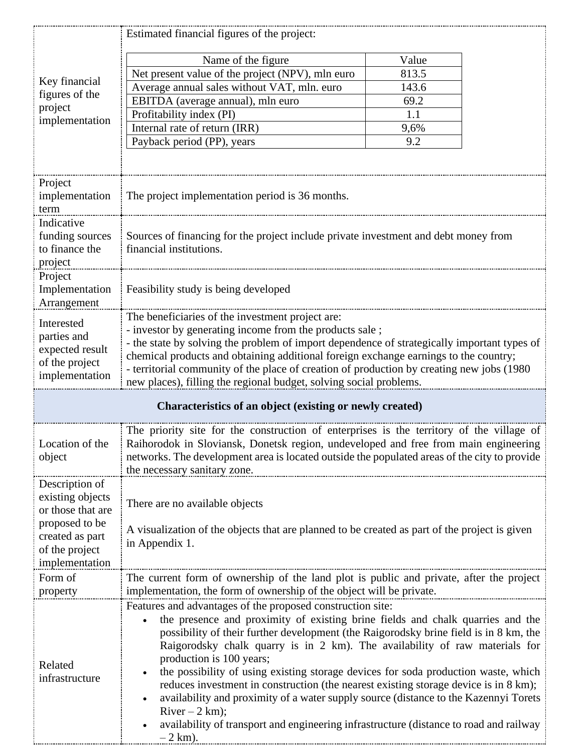| | |
|---|---|
| Key financial figures of the project implementation | Estimated financial figures of the project:<br><br>Name of the figure / Value<br>Net present value of the project (NPV), mln euro: 813.5<br>Average annual sales without VAT, mln. euro: 143.6<br>EBITDA (average annual), mln euro: 69.2<br>Profitability index (PI): 1.1<br>Internal rate of return (IRR): 9,6%<br>Payback period (PP), years: 9.2 |
| Project implementation term | The project implementation period is 36 months. |
| Indicative funding sources to finance the project | Sources of financing for the project include private investment and debt money from financial institutions. |
| Project Implementation Arrangement | Feasibility study is being developed |
| Interested parties and expected result of the project implementation | The beneficiaries of the investment project are:<br>- investor by generating income from the products sale ;<br>- the state by solving the problem of import dependence of strategically important types of chemical products and obtaining additional foreign exchange earnings to the country;<br>- territorial community of the place of creation of production by creating new jobs (1980 new places), filling the regional budget, solving social problems. |

**Characteristics of an object (existing or newly created)**

| | |
|---|---|
| Location of the object | The priority site for the construction of enterprises is the territory of the village of Raihorodok in Sloviansk, Donetsk region, undeveloped and free from main engineering networks. The development area is located outside the populated areas of the city to provide the necessary sanitary zone. |
| Description of existing objects or those that are proposed to be created as part of the project implementation | There are no available objects<br><br>A visualization of the objects that are planned to be created as part of the project is given in Appendix 1. |
| Form of property | The current form of ownership of the land plot is public and private, after the project implementation, the form of ownership of the object will be private. |
| Related infrastructure | Features and advantages of the proposed construction site:<br>• the presence and proximity of existing brine fields and chalk quarries and the possibility of their further development (the Raigorodsky brine field is in 8 km, the Raigorodsky chalk quarry is in 2 km). The availability of raw materials for production is 100 years;<br>• the possibility of using existing storage devices for soda production waste, which reduces investment in construction (the nearest existing storage device is in 8 km);<br>• availability and proximity of a water supply source (distance to the Kazennyi Torets River – 2 km);<br>• availability of transport and engineering infrastructure (distance to road and railway – 2 km). |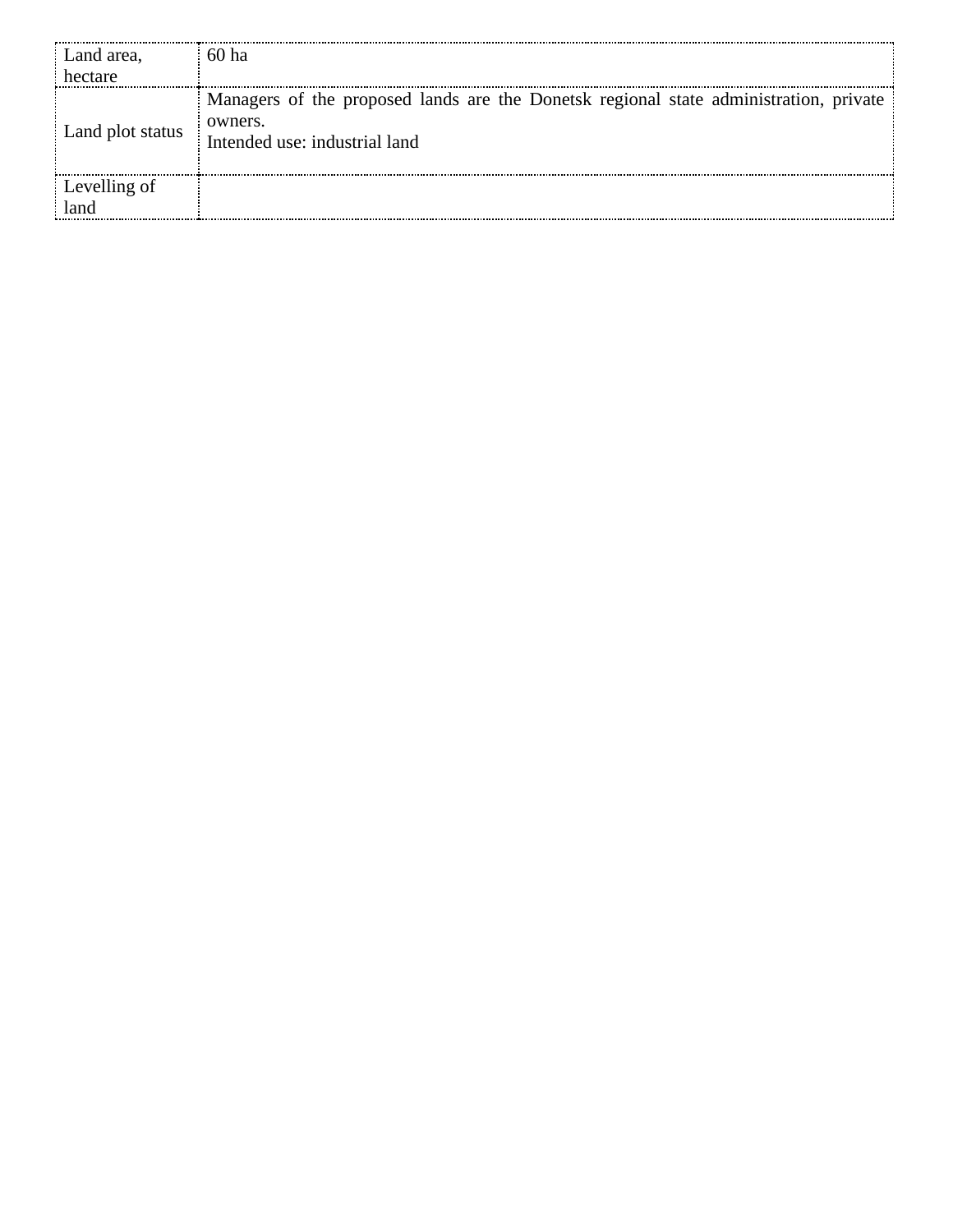| Land area, hectare | 60 ha |
| --- | --- |
| Land plot status | Managers of the proposed lands are the Donetsk regional state administration, private owners.<br>Intended use: industrial land |
| Levelling of land | |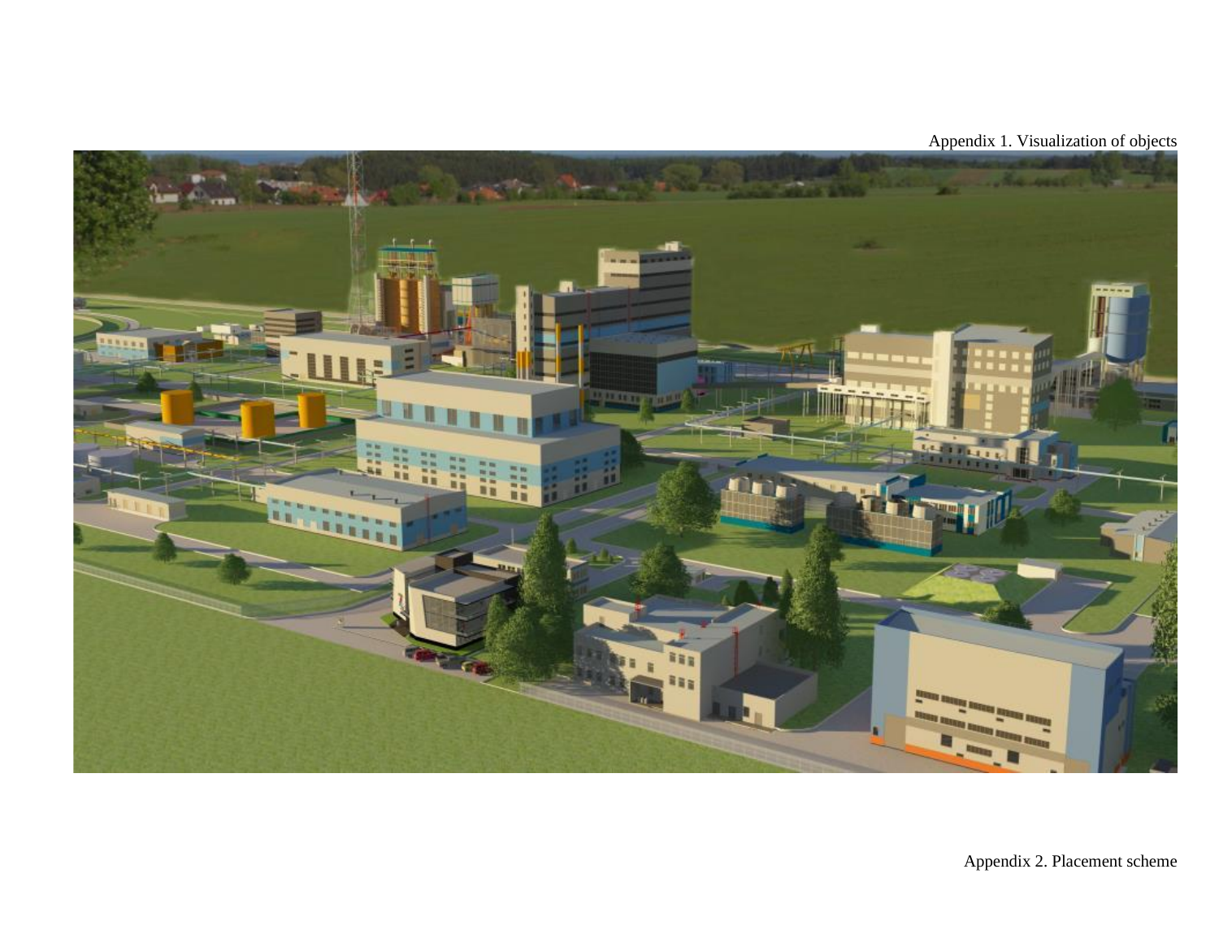Appendix 1. Visualization of objects

Appendix 2. Placement scheme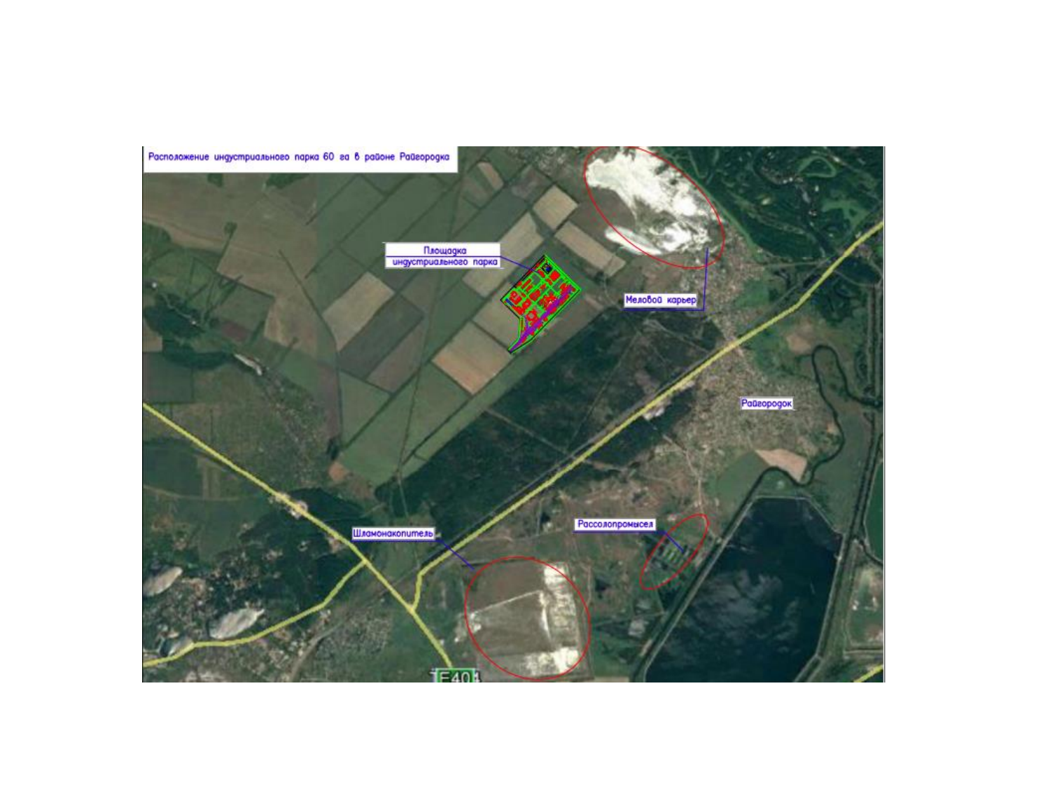Расположение индустриального парка 60 га в районе Райгородка

Площадка индустриального парка

Меловой карьер

Райгородок

Шламонакопитель

Рассолопромысел

E40